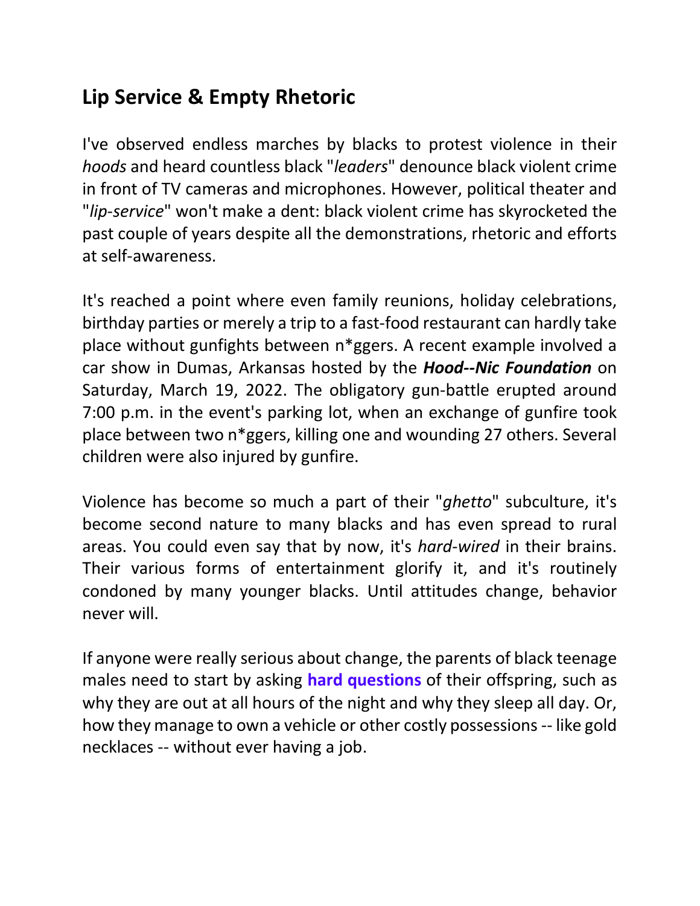## Lip Service & Empty Rhetoric

I've observed endless marches by blacks to protest violence in their *hoods* and heard countless black "*leaders*" denounce black violent crime in front of TV cameras and microphones. However, political theater and "*lip-service*" won't make a dent: black violent crime has skyrocketed the past couple of years despite all the demonstrations, rhetoric and efforts at self-awareness.

It's reached a point where even family reunions, holiday celebrations, birthday parties or merely a trip to a fast-food restaurant can hardly take place without gunfights between n*ggers. A recent example involved a car show in Dumas, Arkansas hosted by the ***Hood--Nic Foundation*** on Saturday, March 19, 2022. The obligatory gun-battle erupted around 7:00 p.m. in the event's parking lot, when an exchange of gunfire took place between two n*ggers, killing one and wounding 27 others. Several children were also injured by gunfire.

Violence has become so much a part of their "*ghetto*" subculture, it's become second nature to many blacks and has even spread to rural areas. You could even say that by now, it's *hard-wired* in their brains. Their various forms of entertainment glorify it, and it's routinely condoned by many younger blacks. Until attitudes change, behavior never will.

If anyone were really serious about change, the parents of black teenage males need to start by asking **hard questions** of their offspring, such as why they are out at all hours of the night and why they sleep all day. Or, how they manage to own a vehicle or other costly possessions -- like gold necklaces -- without ever having a job.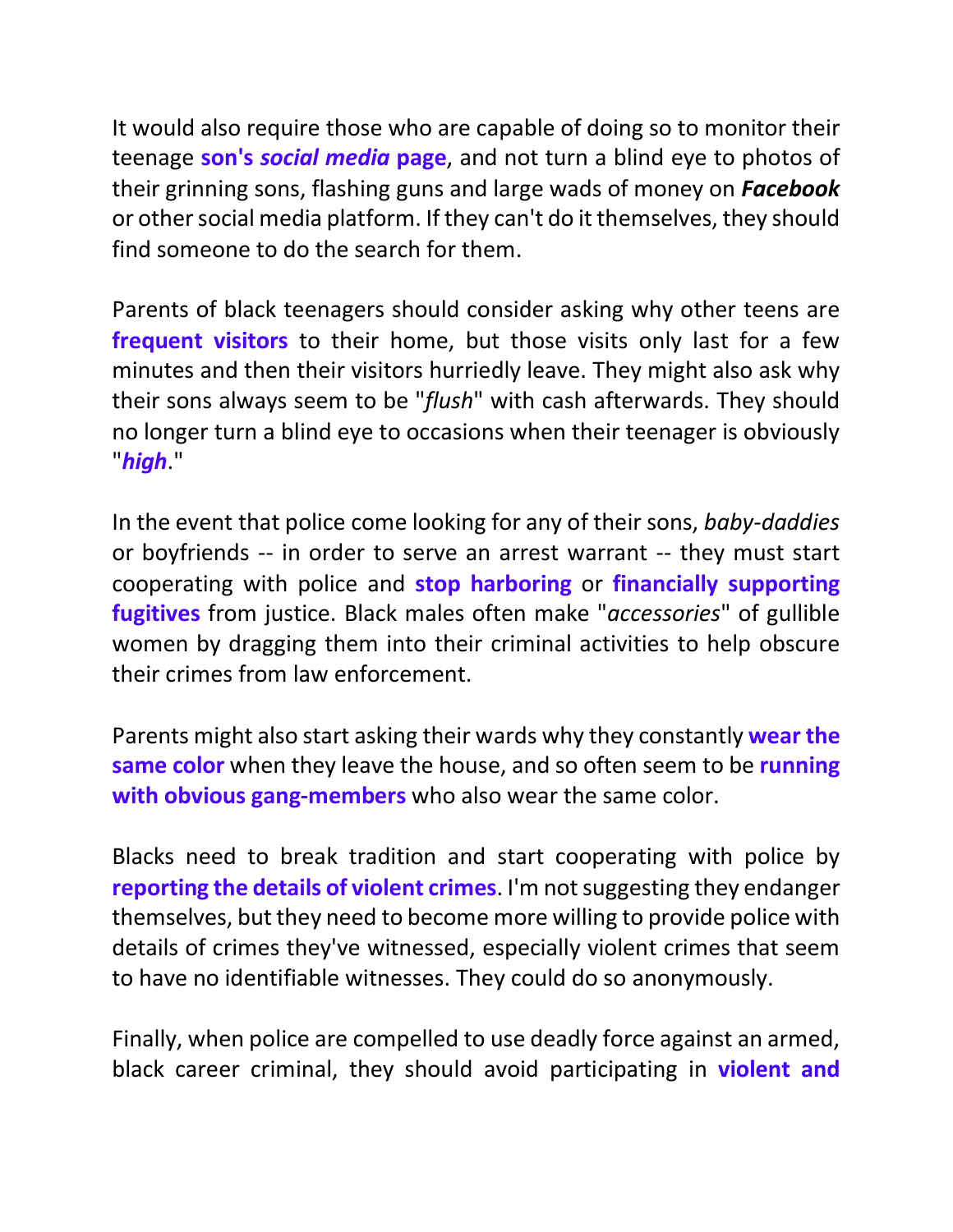It would also require those who are capable of doing so to monitor their teenage **son's *social media* page**, and not turn a blind eye to photos of their grinning sons, flashing guns and large wads of money on ***Facebook*** or other social media platform. If they can't do it themselves, they should find someone to do the search for them.

Parents of black teenagers should consider asking why other teens are **frequent visitors** to their home, but those visits only last for a few minutes and then their visitors hurriedly leave. They might also ask why their sons always seem to be "*flush*" with cash afterwards. They should no longer turn a blind eye to occasions when their teenager is obviously "***high***."

In the event that police come looking for any of their sons, *baby-daddies* or boyfriends -- in order to serve an arrest warrant -- they must start cooperating with police and **stop harboring** or **financially supporting fugitives** from justice. Black males often make "*accessories*" of gullible women by dragging them into their criminal activities to help obscure their crimes from law enforcement.

Parents might also start asking their wards why they constantly **wear the same color** when they leave the house, and so often seem to be **running with obvious gang-members** who also wear the same color.

Blacks need to break tradition and start cooperating with police by **reporting the details of violent crimes**. I'm not suggesting they endanger themselves, but they need to become more willing to provide police with details of crimes they've witnessed, especially violent crimes that seem to have no identifiable witnesses. They could do so anonymously.

Finally, when police are compelled to use deadly force against an armed, black career criminal, they should avoid participating in **violent and**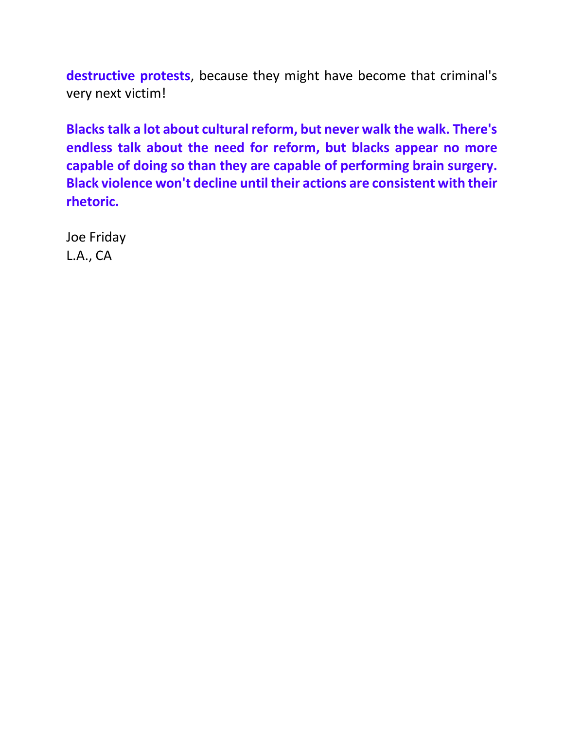**destructive protests**, because they might have become that criminal's very next victim!

**Blacks talk a lot about cultural reform, but never walk the walk. There's endless talk about the need for reform, but blacks appear no more capable of doing so than they are capable of performing brain surgery. Black violence won't decline until their actions are consistent with their rhetoric.**

Joe Friday
L.A., CA